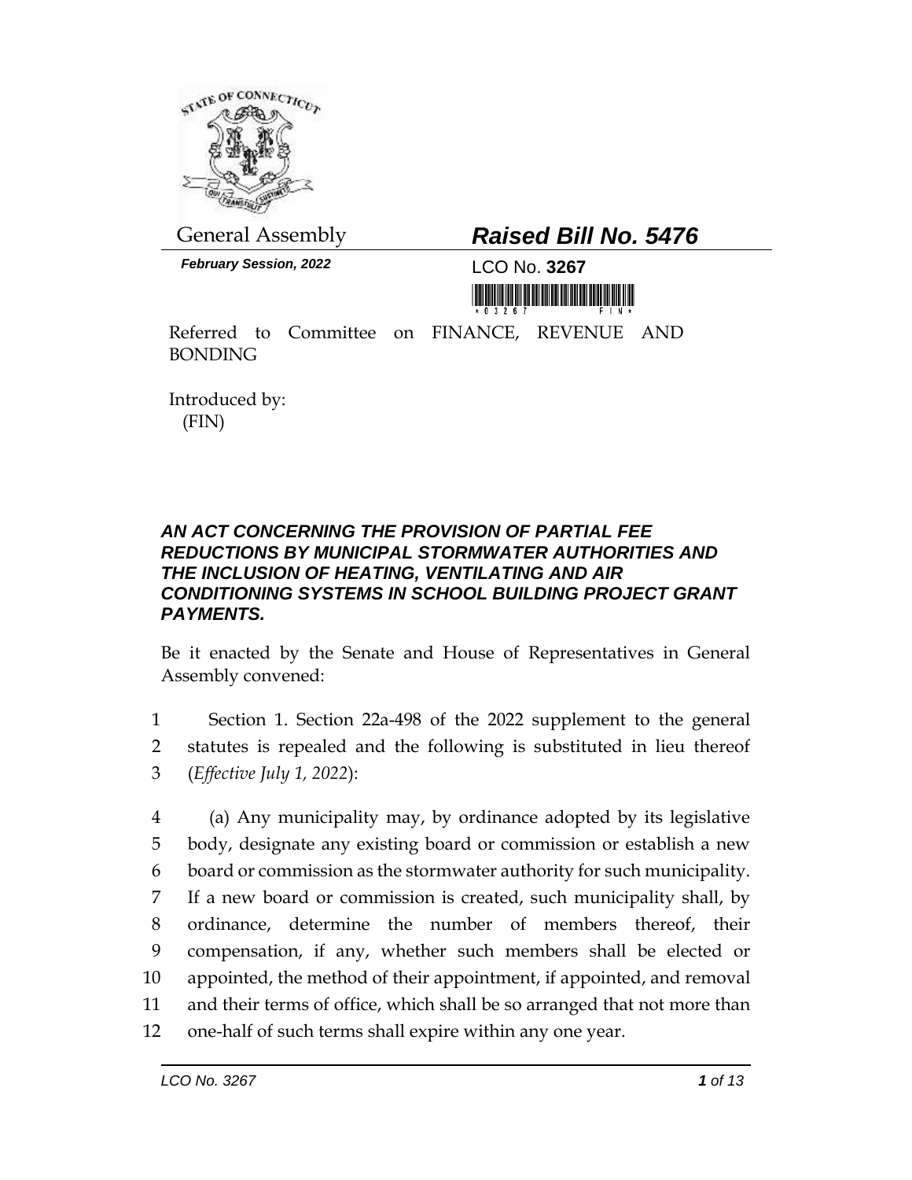General Assembly

***February Session, 2022***

# *Raised Bill No. 5476*

LCO No. **3267**

Referred to Committee on FINANCE, REVENUE AND BONDING

Introduced by:
(FIN)

## *AN ACT CONCERNING THE PROVISION OF PARTIAL FEE REDUCTIONS BY MUNICIPAL STORMWATER AUTHORITIES AND THE INCLUSION OF HEATING, VENTILATING AND AIR CONDITIONING SYSTEMS IN SCHOOL BUILDING PROJECT GRANT PAYMENTS.*

Be it enacted by the Senate and House of Representatives in General Assembly convened:

1 Section 1. Section 22a-498 of the 2022 supplement to the general
2 statutes is repealed and the following is substituted in lieu thereof
3 (*Effective July 1, 2022*):

4 (a) Any municipality may, by ordinance adopted by its legislative
5 body, designate any existing board or commission or establish a new
6 board or commission as the stormwater authority for such municipality.
7 If a new board or commission is created, such municipality shall, by
8 ordinance, determine the number of members thereof, their
9 compensation, if any, whether such members shall be elected or
10 appointed, the method of their appointment, if appointed, and removal
11 and their terms of office, which shall be so arranged that not more than
12 one-half of such terms shall expire within any one year.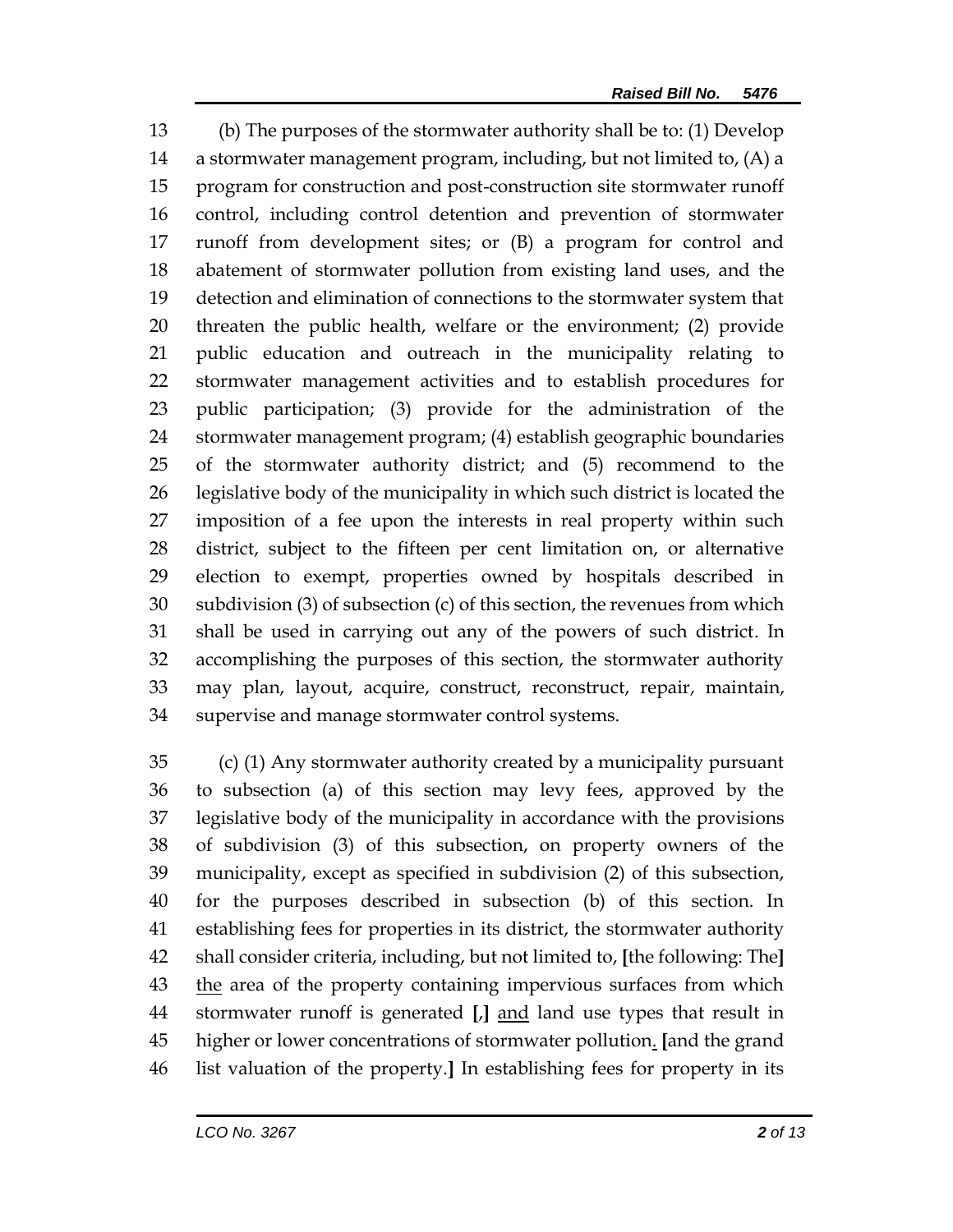(b) The purposes of the stormwater authority shall be to: (1) Develop a stormwater management program, including, but not limited to, (A) a program for construction and post-construction site stormwater runoff control, including control detention and prevention of stormwater runoff from development sites; or (B) a program for control and abatement of stormwater pollution from existing land uses, and the detection and elimination of connections to the stormwater system that threaten the public health, welfare or the environment; (2) provide public education and outreach in the municipality relating to stormwater management activities and to establish procedures for public participation; (3) provide for the administration of the stormwater management program; (4) establish geographic boundaries of the stormwater authority district; and (5) recommend to the legislative body of the municipality in which such district is located the imposition of a fee upon the interests in real property within such district, subject to the fifteen per cent limitation on, or alternative election to exempt, properties owned by hospitals described in subdivision (3) of subsection (c) of this section, the revenues from which shall be used in carrying out any of the powers of such district. In accomplishing the purposes of this section, the stormwater authority may plan, layout, acquire, construct, reconstruct, repair, maintain, supervise and manage stormwater control systems.

(c) (1) Any stormwater authority created by a municipality pursuant to subsection (a) of this section may levy fees, approved by the legislative body of the municipality in accordance with the provisions of subdivision (3) of this subsection, on property owners of the municipality, except as specified in subdivision (2) of this subsection, for the purposes described in subsection (b) of this section. In establishing fees for properties in its district, the stormwater authority shall consider criteria, including, but not limited to, **[**the following: The**]** <u>the</u> area of the property containing impervious surfaces from which stormwater runoff is generated **[**,**]** <u>and</u> land use types that result in higher or lower concentrations of stormwater pollution<u>.</u> **[**and the grand list valuation of the property.**]** In establishing fees for property in its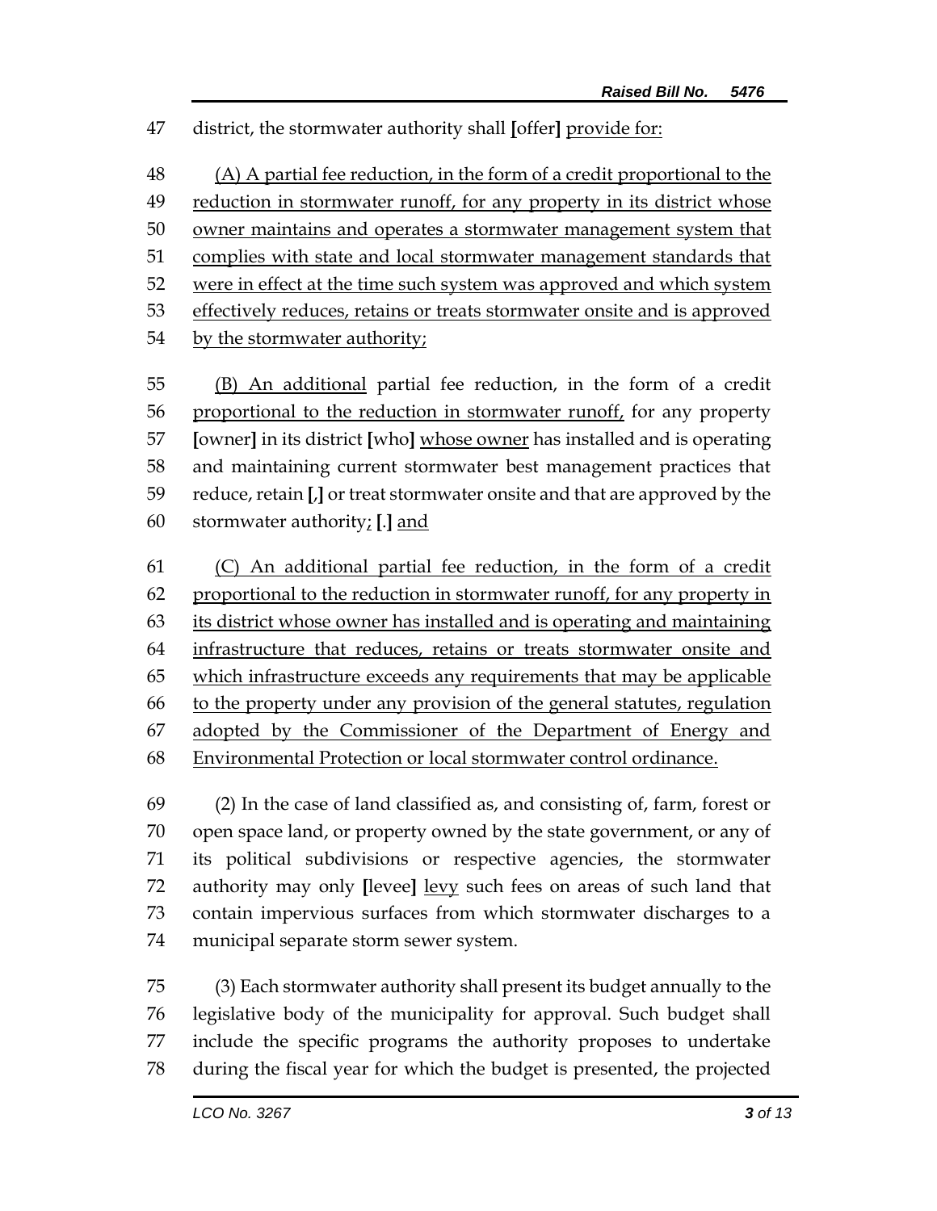47 district, the stormwater authority shall [offer] provide for:

48 (A) A partial fee reduction, in the form of a credit proportional to the
49 reduction in stormwater runoff, for any property in its district whose
50 owner maintains and operates a stormwater management system that
51 complies with state and local stormwater management standards that
52 were in effect at the time such system was approved and which system
53 effectively reduces, retains or treats stormwater onsite and is approved
54 by the stormwater authority;

55 (B) An additional partial fee reduction, in the form of a credit
56 proportional to the reduction in stormwater runoff, for any property
57 [owner] in its district [who] whose owner has installed and is operating
58 and maintaining current stormwater best management practices that
59 reduce, retain [,] or treat stormwater onsite and that are approved by the
60 stormwater authority; [.] and

61 (C) An additional partial fee reduction, in the form of a credit
62 proportional to the reduction in stormwater runoff, for any property in
63 its district whose owner has installed and is operating and maintaining
64 infrastructure that reduces, retains or treats stormwater onsite and
65 which infrastructure exceeds any requirements that may be applicable
66 to the property under any provision of the general statutes, regulation
67 adopted by the Commissioner of the Department of Energy and
68 Environmental Protection or local stormwater control ordinance.

69 (2) In the case of land classified as, and consisting of, farm, forest or
70 open space land, or property owned by the state government, or any of
71 its political subdivisions or respective agencies, the stormwater
72 authority may only [levee] levy such fees on areas of such land that
73 contain impervious surfaces from which stormwater discharges to a
74 municipal separate storm sewer system.

75 (3) Each stormwater authority shall present its budget annually to the
76 legislative body of the municipality for approval. Such budget shall
77 include the specific programs the authority proposes to undertake
78 during the fiscal year for which the budget is presented, the projected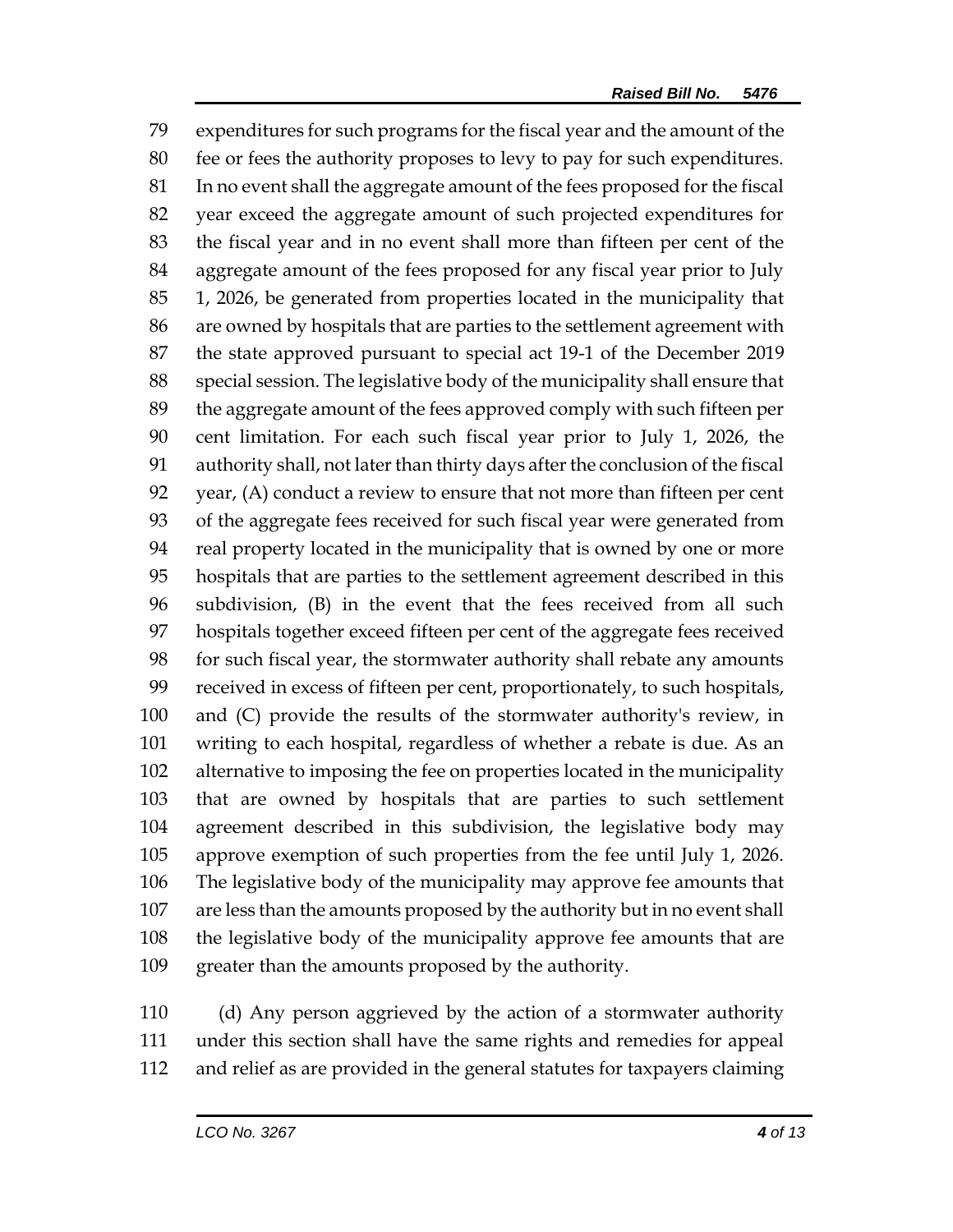expenditures for such programs for the fiscal year and the amount of the fee or fees the authority proposes to levy to pay for such expenditures. In no event shall the aggregate amount of the fees proposed for the fiscal year exceed the aggregate amount of such projected expenditures for the fiscal year and in no event shall more than fifteen per cent of the aggregate amount of the fees proposed for any fiscal year prior to July 1, 2026, be generated from properties located in the municipality that are owned by hospitals that are parties to the settlement agreement with the state approved pursuant to special act 19-1 of the December 2019 special session. The legislative body of the municipality shall ensure that the aggregate amount of the fees approved comply with such fifteen per cent limitation. For each such fiscal year prior to July 1, 2026, the authority shall, not later than thirty days after the conclusion of the fiscal year, (A) conduct a review to ensure that not more than fifteen per cent of the aggregate fees received for such fiscal year were generated from real property located in the municipality that is owned by one or more hospitals that are parties to the settlement agreement described in this subdivision, (B) in the event that the fees received from all such hospitals together exceed fifteen per cent of the aggregate fees received for such fiscal year, the stormwater authority shall rebate any amounts received in excess of fifteen per cent, proportionately, to such hospitals, and (C) provide the results of the stormwater authority's review, in writing to each hospital, regardless of whether a rebate is due. As an alternative to imposing the fee on properties located in the municipality that are owned by hospitals that are parties to such settlement agreement described in this subdivision, the legislative body may approve exemption of such properties from the fee until July 1, 2026. The legislative body of the municipality may approve fee amounts that are less than the amounts proposed by the authority but in no event shall the legislative body of the municipality approve fee amounts that are greater than the amounts proposed by the authority.

(d) Any person aggrieved by the action of a stormwater authority under this section shall have the same rights and remedies for appeal and relief as are provided in the general statutes for taxpayers claiming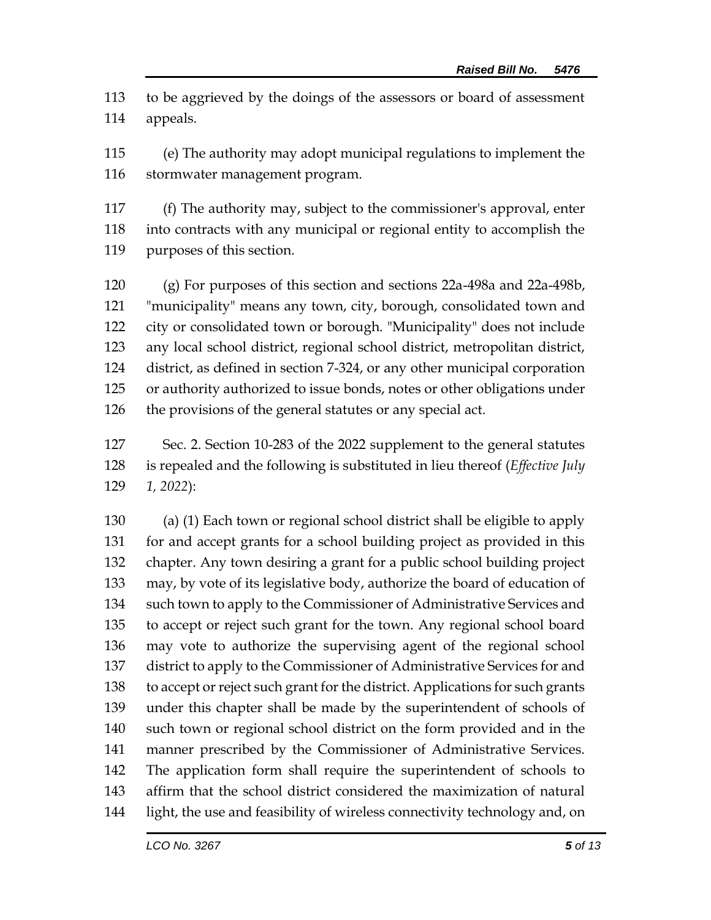to be aggrieved by the doings of the assessors or board of assessment appeals.

(e) The authority may adopt municipal regulations to implement the stormwater management program.

(f) The authority may, subject to the commissioner's approval, enter into contracts with any municipal or regional entity to accomplish the purposes of this section.

(g) For purposes of this section and sections 22a-498a and 22a-498b, "municipality" means any town, city, borough, consolidated town and city or consolidated town or borough. "Municipality" does not include any local school district, regional school district, metropolitan district, district, as defined in section 7-324, or any other municipal corporation or authority authorized to issue bonds, notes or other obligations under the provisions of the general statutes or any special act.

Sec. 2. Section 10-283 of the 2022 supplement to the general statutes is repealed and the following is substituted in lieu thereof (*Effective July 1, 2022*):

(a) (1) Each town or regional school district shall be eligible to apply for and accept grants for a school building project as provided in this chapter. Any town desiring a grant for a public school building project may, by vote of its legislative body, authorize the board of education of such town to apply to the Commissioner of Administrative Services and to accept or reject such grant for the town. Any regional school board may vote to authorize the supervising agent of the regional school district to apply to the Commissioner of Administrative Services for and to accept or reject such grant for the district. Applications for such grants under this chapter shall be made by the superintendent of schools of such town or regional school district on the form provided and in the manner prescribed by the Commissioner of Administrative Services. The application form shall require the superintendent of schools to affirm that the school district considered the maximization of natural light, the use and feasibility of wireless connectivity technology and, on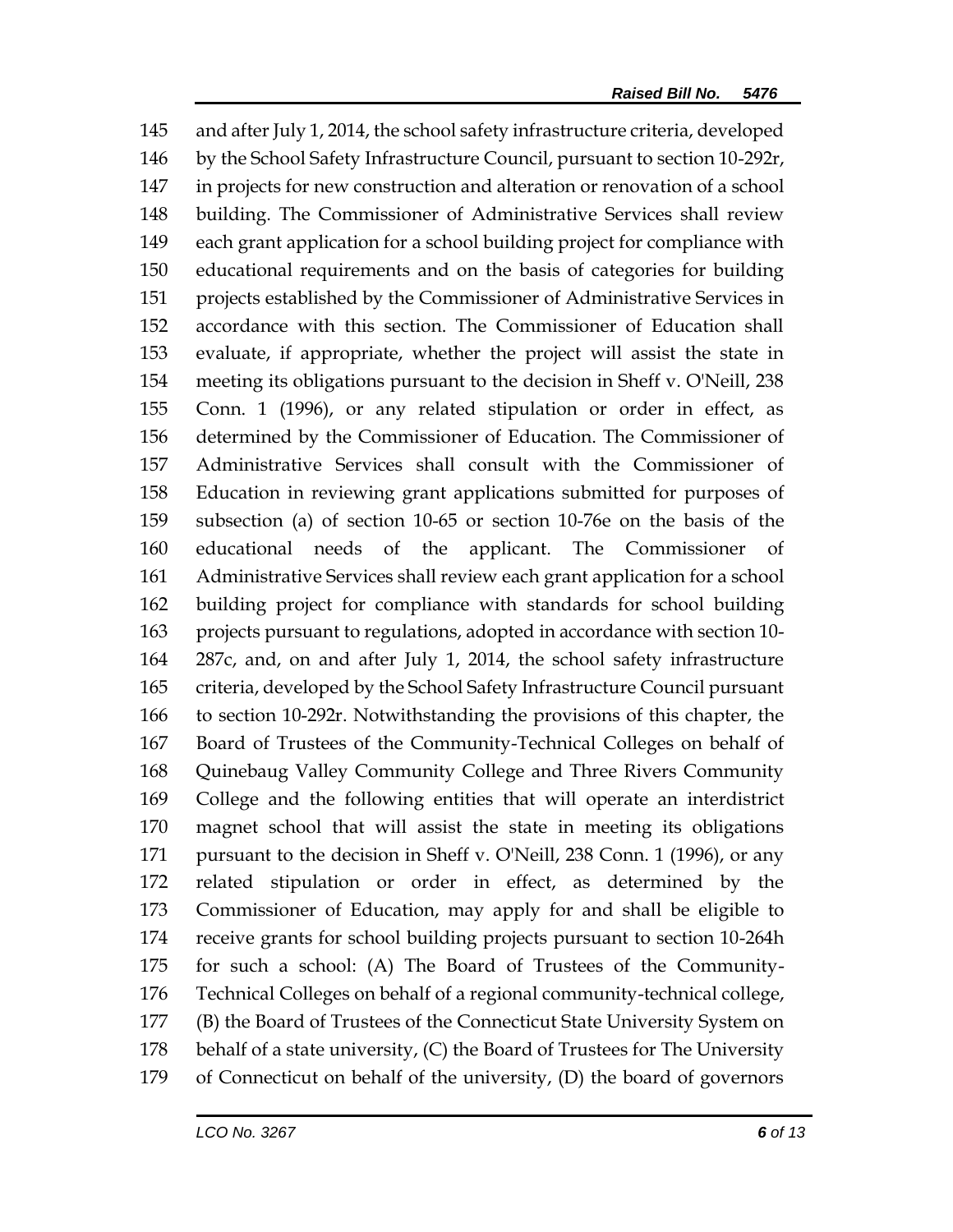and after July 1, 2014, the school safety infrastructure criteria, developed by the School Safety Infrastructure Council, pursuant to section 10-292r, in projects for new construction and alteration or renovation of a school building. The Commissioner of Administrative Services shall review each grant application for a school building project for compliance with educational requirements and on the basis of categories for building projects established by the Commissioner of Administrative Services in accordance with this section. The Commissioner of Education shall evaluate, if appropriate, whether the project will assist the state in meeting its obligations pursuant to the decision in Sheff v. O'Neill, 238 Conn. 1 (1996), or any related stipulation or order in effect, as determined by the Commissioner of Education. The Commissioner of Administrative Services shall consult with the Commissioner of Education in reviewing grant applications submitted for purposes of subsection (a) of section 10-65 or section 10-76e on the basis of the educational needs of the applicant. The Commissioner of Administrative Services shall review each grant application for a school building project for compliance with standards for school building projects pursuant to regulations, adopted in accordance with section 10-287c, and, on and after July 1, 2014, the school safety infrastructure criteria, developed by the School Safety Infrastructure Council pursuant to section 10-292r. Notwithstanding the provisions of this chapter, the Board of Trustees of the Community-Technical Colleges on behalf of Quinebaug Valley Community College and Three Rivers Community College and the following entities that will operate an interdistrict magnet school that will assist the state in meeting its obligations pursuant to the decision in Sheff v. O'Neill, 238 Conn. 1 (1996), or any related stipulation or order in effect, as determined by the Commissioner of Education, may apply for and shall be eligible to receive grants for school building projects pursuant to section 10-264h for such a school: (A) The Board of Trustees of the Community-Technical Colleges on behalf of a regional community-technical college, (B) the Board of Trustees of the Connecticut State University System on behalf of a state university, (C) the Board of Trustees for The University of Connecticut on behalf of the university, (D) the board of governors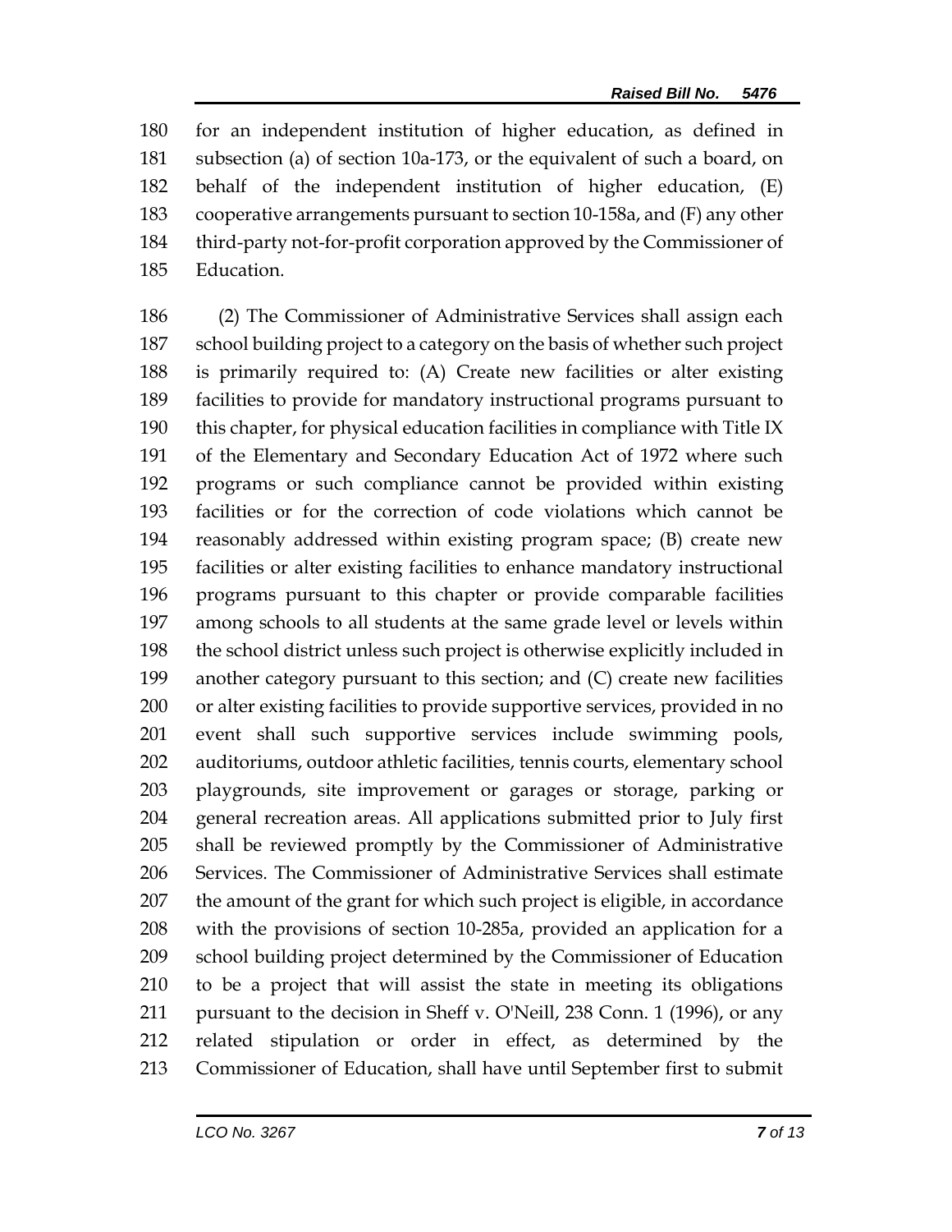for an independent institution of higher education, as defined in subsection (a) of section 10a-173, or the equivalent of such a board, on behalf of the independent institution of higher education, (E) cooperative arrangements pursuant to section 10-158a, and (F) any other third-party not-for-profit corporation approved by the Commissioner of Education.

(2) The Commissioner of Administrative Services shall assign each school building project to a category on the basis of whether such project is primarily required to: (A) Create new facilities or alter existing facilities to provide for mandatory instructional programs pursuant to this chapter, for physical education facilities in compliance with Title IX of the Elementary and Secondary Education Act of 1972 where such programs or such compliance cannot be provided within existing facilities or for the correction of code violations which cannot be reasonably addressed within existing program space; (B) create new facilities or alter existing facilities to enhance mandatory instructional programs pursuant to this chapter or provide comparable facilities among schools to all students at the same grade level or levels within the school district unless such project is otherwise explicitly included in another category pursuant to this section; and (C) create new facilities or alter existing facilities to provide supportive services, provided in no event shall such supportive services include swimming pools, auditoriums, outdoor athletic facilities, tennis courts, elementary school playgrounds, site improvement or garages or storage, parking or general recreation areas. All applications submitted prior to July first shall be reviewed promptly by the Commissioner of Administrative Services. The Commissioner of Administrative Services shall estimate the amount of the grant for which such project is eligible, in accordance with the provisions of section 10-285a, provided an application for a school building project determined by the Commissioner of Education to be a project that will assist the state in meeting its obligations pursuant to the decision in Sheff v. O'Neill, 238 Conn. 1 (1996), or any related stipulation or order in effect, as determined by the Commissioner of Education, shall have until September first to submit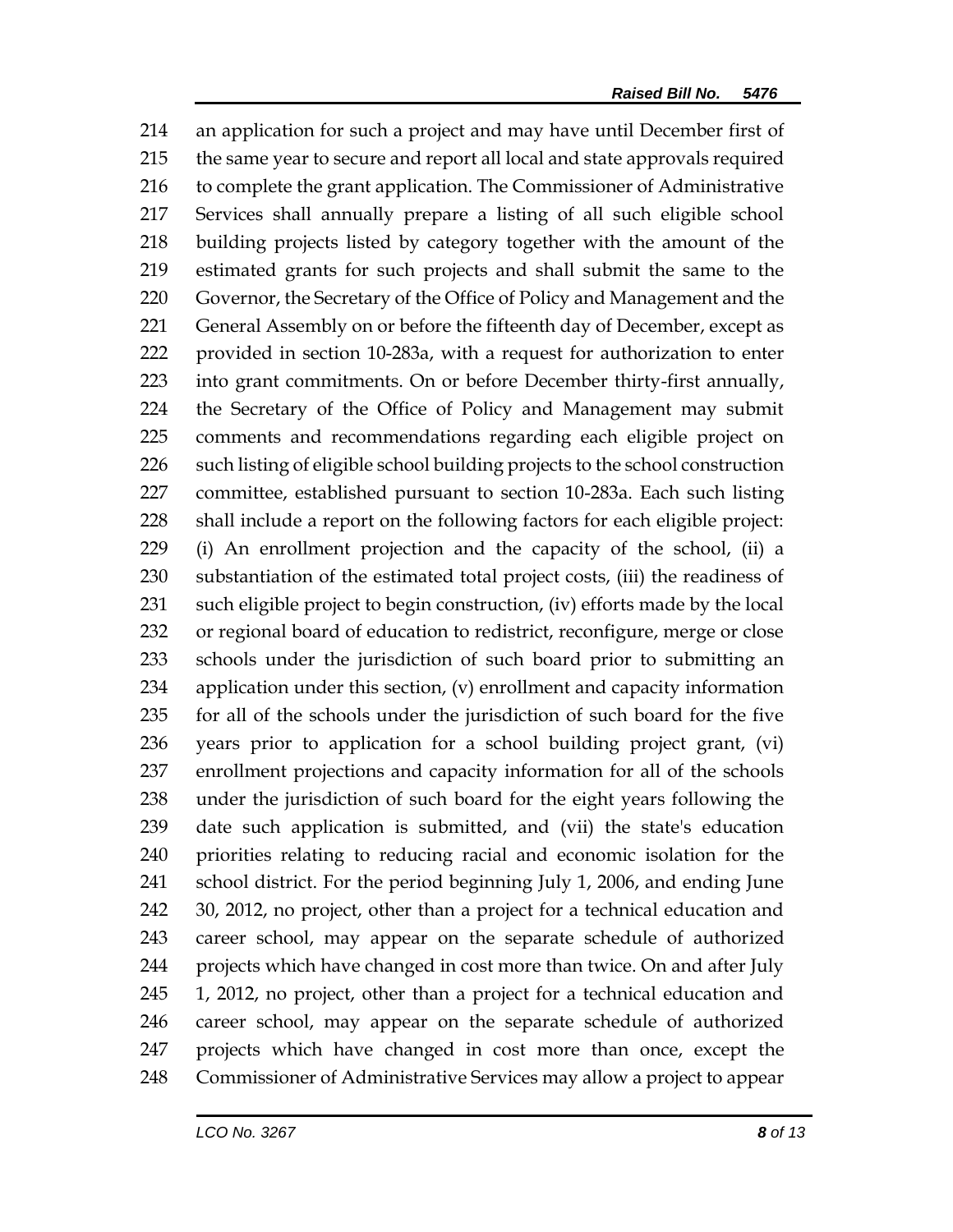214 an application for such a project and may have until December first of
215 the same year to secure and report all local and state approvals required
216 to complete the grant application. The Commissioner of Administrative
217 Services shall annually prepare a listing of all such eligible school
218 building projects listed by category together with the amount of the
219 estimated grants for such projects and shall submit the same to the
220 Governor, the Secretary of the Office of Policy and Management and the
221 General Assembly on or before the fifteenth day of December, except as
222 provided in section 10-283a, with a request for authorization to enter
223 into grant commitments. On or before December thirty-first annually,
224 the Secretary of the Office of Policy and Management may submit
225 comments and recommendations regarding each eligible project on
226 such listing of eligible school building projects to the school construction
227 committee, established pursuant to section 10-283a. Each such listing
228 shall include a report on the following factors for each eligible project:
229 (i) An enrollment projection and the capacity of the school, (ii) a
230 substantiation of the estimated total project costs, (iii) the readiness of
231 such eligible project to begin construction, (iv) efforts made by the local
232 or regional board of education to redistrict, reconfigure, merge or close
233 schools under the jurisdiction of such board prior to submitting an
234 application under this section, (v) enrollment and capacity information
235 for all of the schools under the jurisdiction of such board for the five
236 years prior to application for a school building project grant, (vi)
237 enrollment projections and capacity information for all of the schools
238 under the jurisdiction of such board for the eight years following the
239 date such application is submitted, and (vii) the state's education
240 priorities relating to reducing racial and economic isolation for the
241 school district. For the period beginning July 1, 2006, and ending June
242 30, 2012, no project, other than a project for a technical education and
243 career school, may appear on the separate schedule of authorized
244 projects which have changed in cost more than twice. On and after July
245 1, 2012, no project, other than a project for a technical education and
246 career school, may appear on the separate schedule of authorized
247 projects which have changed in cost more than once, except the
248 Commissioner of Administrative Services may allow a project to appear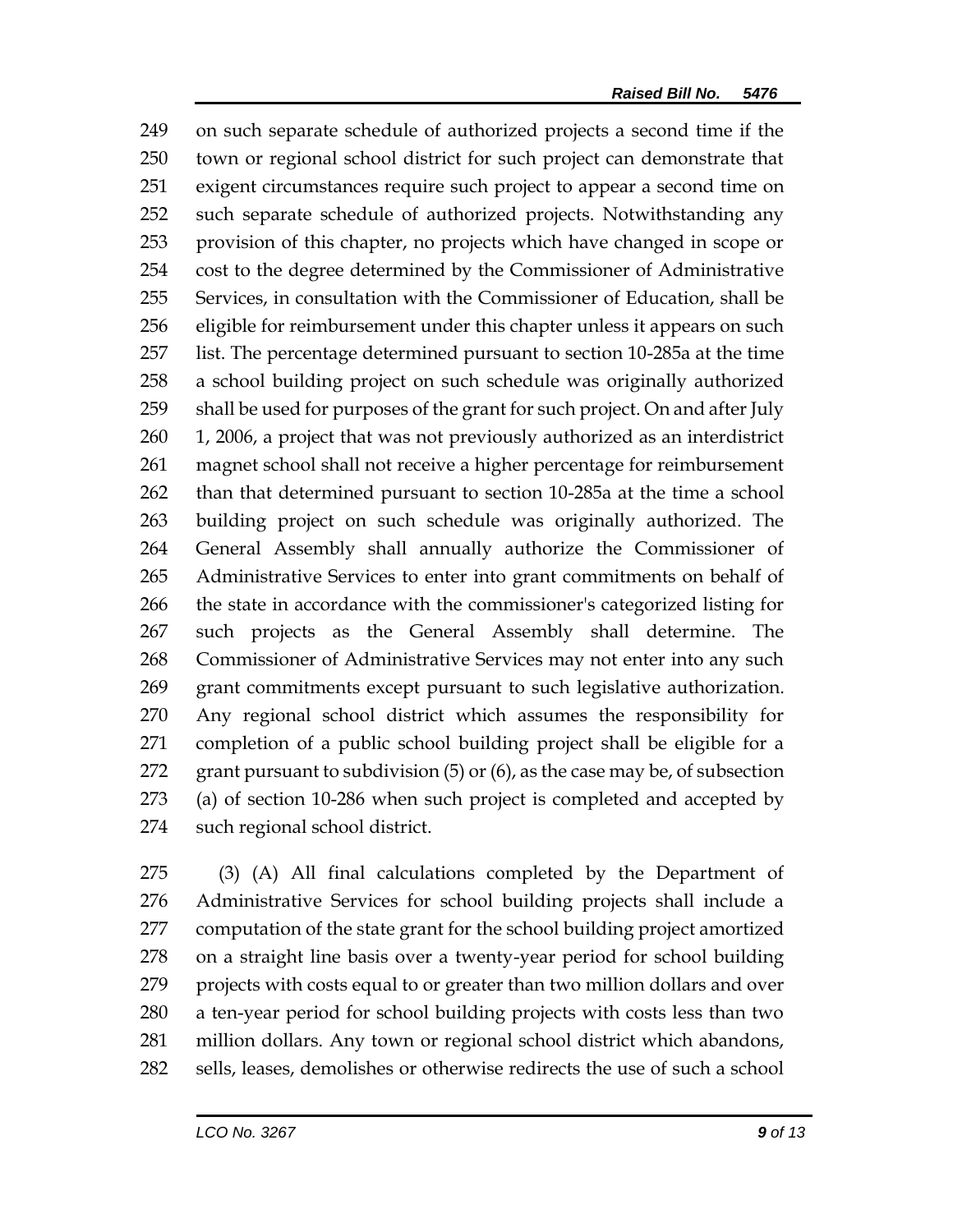on such separate schedule of authorized projects a second time if the town or regional school district for such project can demonstrate that exigent circumstances require such project to appear a second time on such separate schedule of authorized projects. Notwithstanding any provision of this chapter, no projects which have changed in scope or cost to the degree determined by the Commissioner of Administrative Services, in consultation with the Commissioner of Education, shall be eligible for reimbursement under this chapter unless it appears on such list. The percentage determined pursuant to section 10-285a at the time a school building project on such schedule was originally authorized shall be used for purposes of the grant for such project. On and after July 1, 2006, a project that was not previously authorized as an interdistrict magnet school shall not receive a higher percentage for reimbursement than that determined pursuant to section 10-285a at the time a school building project on such schedule was originally authorized. The General Assembly shall annually authorize the Commissioner of Administrative Services to enter into grant commitments on behalf of the state in accordance with the commissioner's categorized listing for such projects as the General Assembly shall determine. The Commissioner of Administrative Services may not enter into any such grant commitments except pursuant to such legislative authorization. Any regional school district which assumes the responsibility for completion of a public school building project shall be eligible for a grant pursuant to subdivision (5) or (6), as the case may be, of subsection (a) of section 10-286 when such project is completed and accepted by such regional school district.

(3) (A) All final calculations completed by the Department of Administrative Services for school building projects shall include a computation of the state grant for the school building project amortized on a straight line basis over a twenty-year period for school building projects with costs equal to or greater than two million dollars and over a ten-year period for school building projects with costs less than two million dollars. Any town or regional school district which abandons, sells, leases, demolishes or otherwise redirects the use of such a school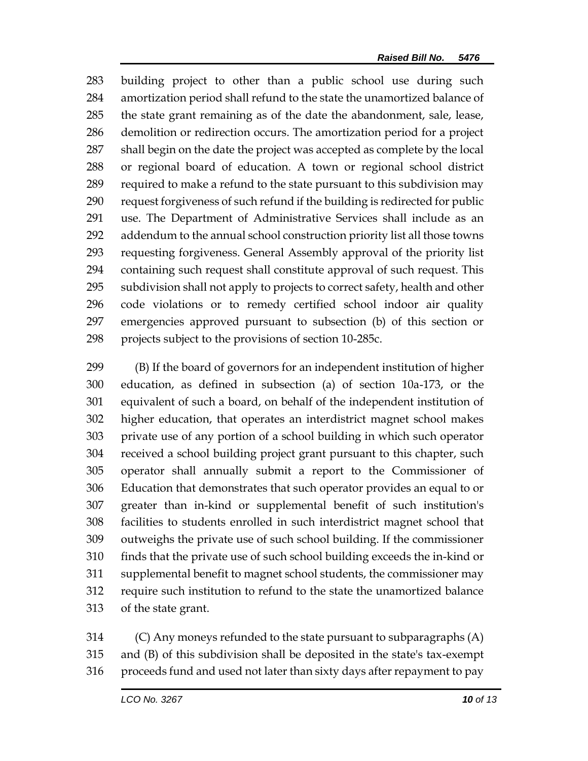building project to other than a public school use during such amortization period shall refund to the state the unamortized balance of the state grant remaining as of the date the abandonment, sale, lease, demolition or redirection occurs. The amortization period for a project shall begin on the date the project was accepted as complete by the local or regional board of education. A town or regional school district required to make a refund to the state pursuant to this subdivision may request forgiveness of such refund if the building is redirected for public use. The Department of Administrative Services shall include as an addendum to the annual school construction priority list all those towns requesting forgiveness. General Assembly approval of the priority list containing such request shall constitute approval of such request. This subdivision shall not apply to projects to correct safety, health and other code violations or to remedy certified school indoor air quality emergencies approved pursuant to subsection (b) of this section or projects subject to the provisions of section 10-285c.

(B) If the board of governors for an independent institution of higher education, as defined in subsection (a) of section 10a-173, or the equivalent of such a board, on behalf of the independent institution of higher education, that operates an interdistrict magnet school makes private use of any portion of a school building in which such operator received a school building project grant pursuant to this chapter, such operator shall annually submit a report to the Commissioner of Education that demonstrates that such operator provides an equal to or greater than in-kind or supplemental benefit of such institution's facilities to students enrolled in such interdistrict magnet school that outweighs the private use of such school building. If the commissioner finds that the private use of such school building exceeds the in-kind or supplemental benefit to magnet school students, the commissioner may require such institution to refund to the state the unamortized balance of the state grant.

(C) Any moneys refunded to the state pursuant to subparagraphs (A) and (B) of this subdivision shall be deposited in the state's tax-exempt proceeds fund and used not later than sixty days after repayment to pay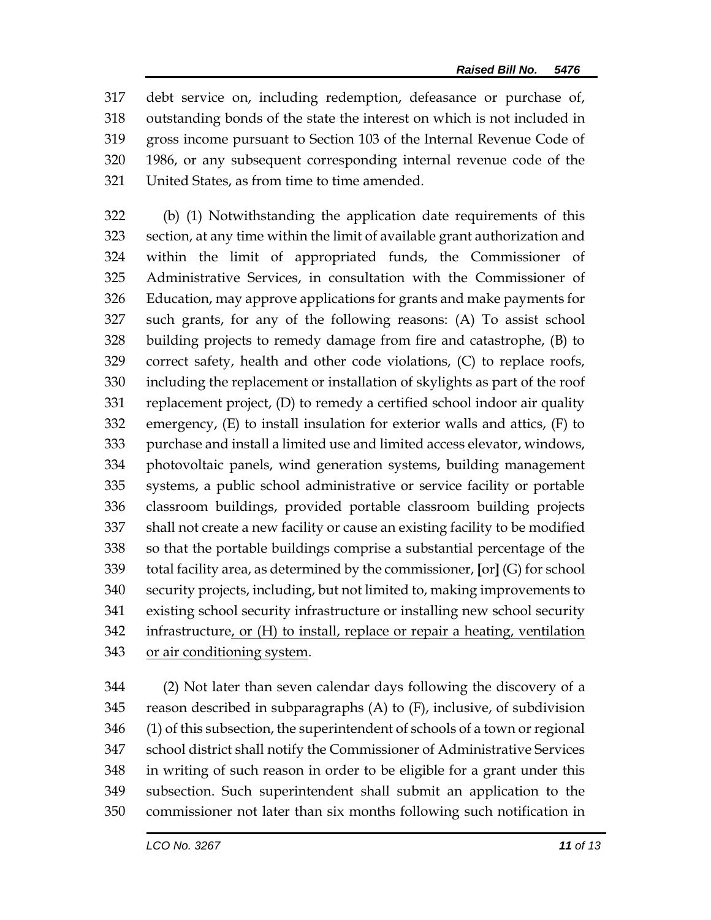317 debt service on, including redemption, defeasance or purchase of,
318 outstanding bonds of the state the interest on which is not included in
319 gross income pursuant to Section 103 of the Internal Revenue Code of
320 1986, or any subsequent corresponding internal revenue code of the
321 United States, as from time to time amended.

322 (b) (1) Notwithstanding the application date requirements of this
323 section, at any time within the limit of available grant authorization and
324 within the limit of appropriated funds, the Commissioner of
325 Administrative Services, in consultation with the Commissioner of
326 Education, may approve applications for grants and make payments for
327 such grants, for any of the following reasons: (A) To assist school
328 building projects to remedy damage from fire and catastrophe, (B) to
329 correct safety, health and other code violations, (C) to replace roofs,
330 including the replacement or installation of skylights as part of the roof
331 replacement project, (D) to remedy a certified school indoor air quality
332 emergency, (E) to install insulation for exterior walls and attics, (F) to
333 purchase and install a limited use and limited access elevator, windows,
334 photovoltaic panels, wind generation systems, building management
335 systems, a public school administrative or service facility or portable
336 classroom buildings, provided portable classroom building projects
337 shall not create a new facility or cause an existing facility to be modified
338 so that the portable buildings comprise a substantial percentage of the
339 total facility area, as determined by the commissioner, **[**or**]** (G) for school
340 security projects, including, but not limited to, making improvements to
341 existing school security infrastructure or installing new school security
342 infrastructure<u>, or (H) to install, replace or repair a heating, ventilation</u>
343 <u>or air conditioning system</u>.

344 (2) Not later than seven calendar days following the discovery of a
345 reason described in subparagraphs (A) to (F), inclusive, of subdivision
346 (1) of this subsection, the superintendent of schools of a town or regional
347 school district shall notify the Commissioner of Administrative Services
348 in writing of such reason in order to be eligible for a grant under this
349 subsection. Such superintendent shall submit an application to the
350 commissioner not later than six months following such notification in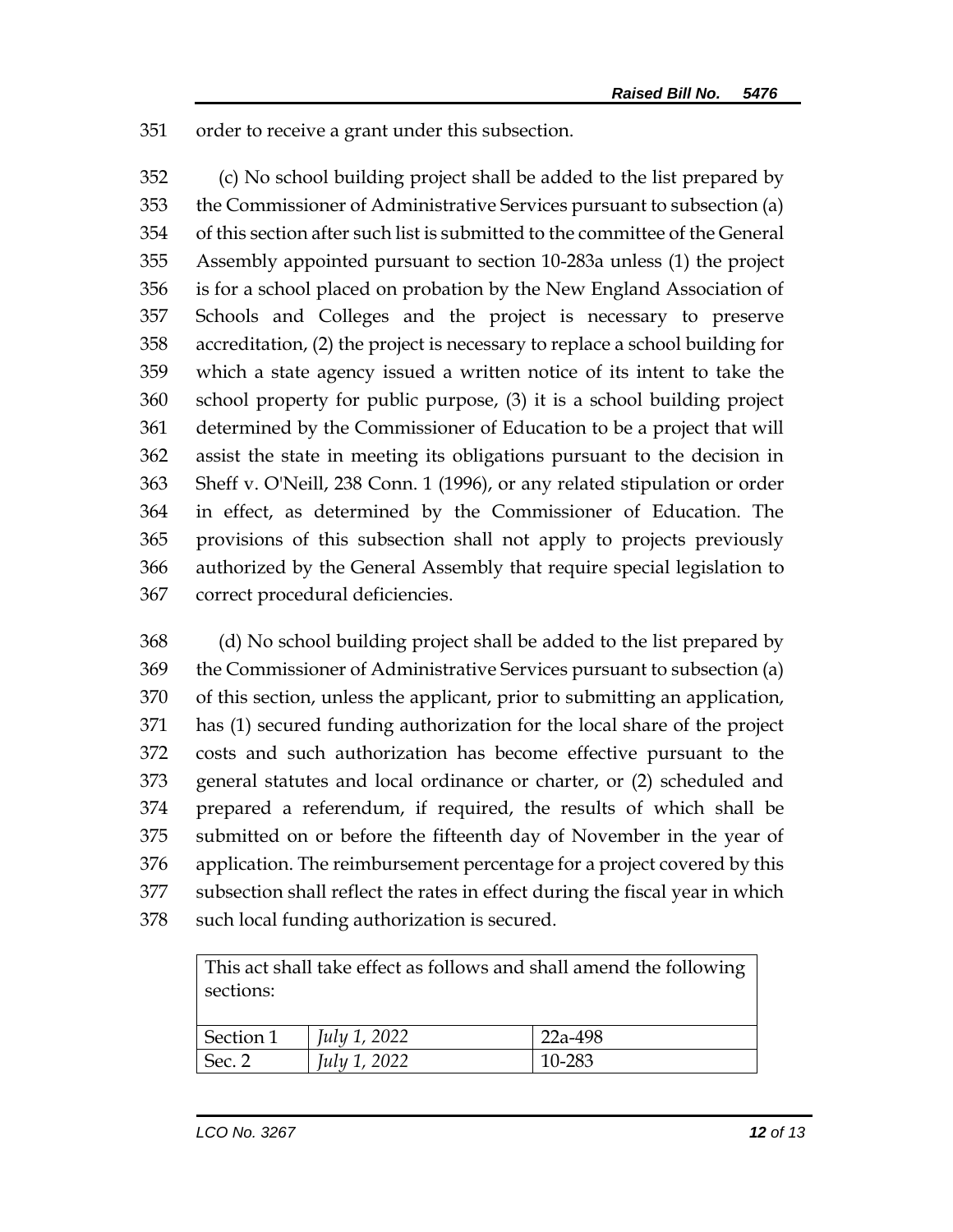351 order to receive a grant under this subsection.

352 (c) No school building project shall be added to the list prepared by 353 the Commissioner of Administrative Services pursuant to subsection (a) 354 of this section after such list is submitted to the committee of the General 355 Assembly appointed pursuant to section 10-283a unless (1) the project 356 is for a school placed on probation by the New England Association of 357 Schools and Colleges and the project is necessary to preserve 358 accreditation, (2) the project is necessary to replace a school building for 359 which a state agency issued a written notice of its intent to take the 360 school property for public purpose, (3) it is a school building project 361 determined by the Commissioner of Education to be a project that will 362 assist the state in meeting its obligations pursuant to the decision in 363 Sheff v. O'Neill, 238 Conn. 1 (1996), or any related stipulation or order 364 in effect, as determined by the Commissioner of Education. The 365 provisions of this subsection shall not apply to projects previously 366 authorized by the General Assembly that require special legislation to 367 correct procedural deficiencies.

368 (d) No school building project shall be added to the list prepared by 369 the Commissioner of Administrative Services pursuant to subsection (a) 370 of this section, unless the applicant, prior to submitting an application, 371 has (1) secured funding authorization for the local share of the project 372 costs and such authorization has become effective pursuant to the 373 general statutes and local ordinance or charter, or (2) scheduled and 374 prepared a referendum, if required, the results of which shall be 375 submitted on or before the fifteenth day of November in the year of 376 application. The reimbursement percentage for a project covered by this 377 subsection shall reflect the rates in effect during the fiscal year in which 378 such local funding authorization is secured.

| This act shall take effect as follows and shall amend the following sections: | | |
|---|---|---|
| Section 1 | *July 1, 2022* | 22a-498 |
| Sec. 2 | *July 1, 2022* | 10-283 |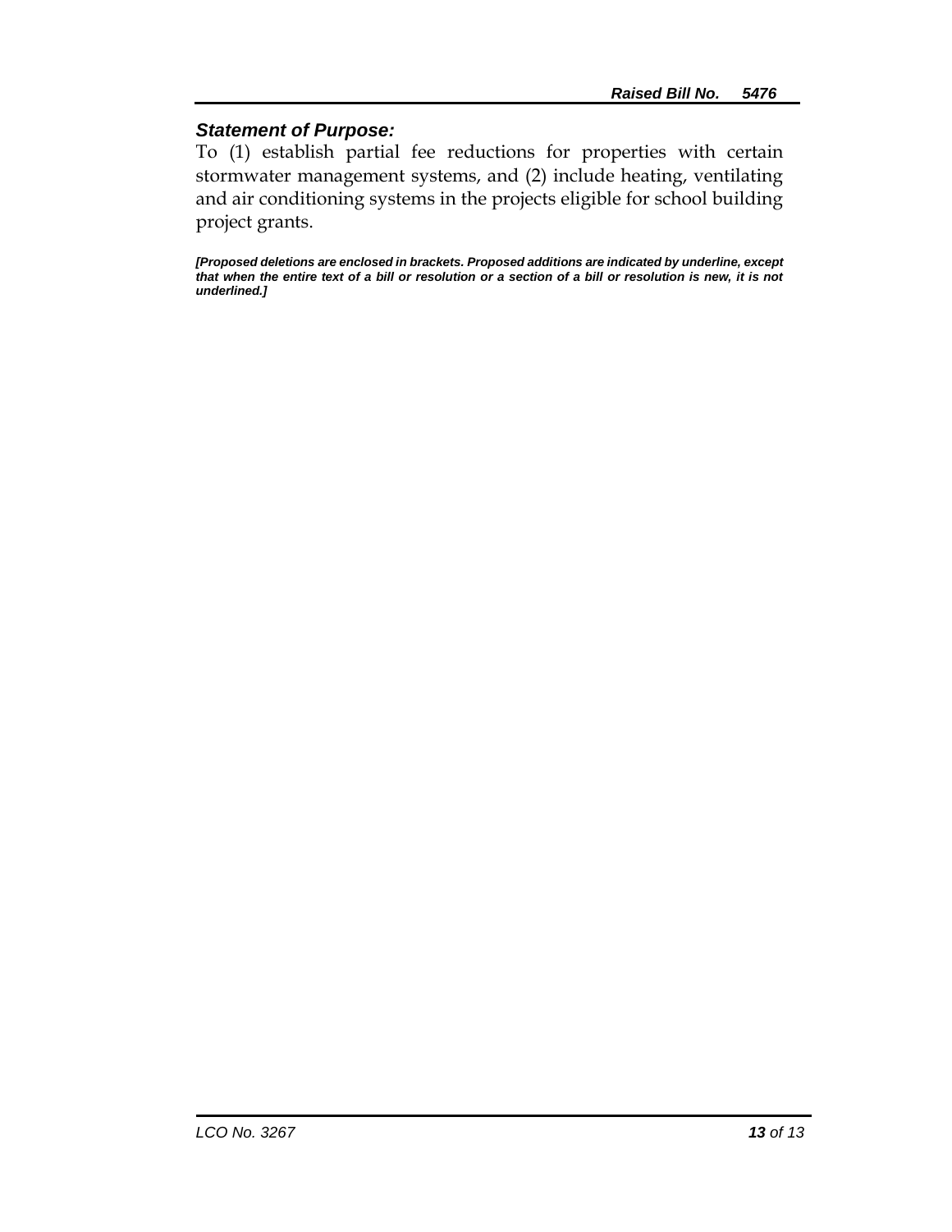### *Statement of Purpose:*

To (1) establish partial fee reductions for properties with certain stormwater management systems, and (2) include heating, ventilating and air conditioning systems in the projects eligible for school building project grants.

***[Proposed deletions are enclosed in brackets. Proposed additions are indicated by underline, except that when the entire text of a bill or resolution or a section of a bill or resolution is new, it is not underlined.]***